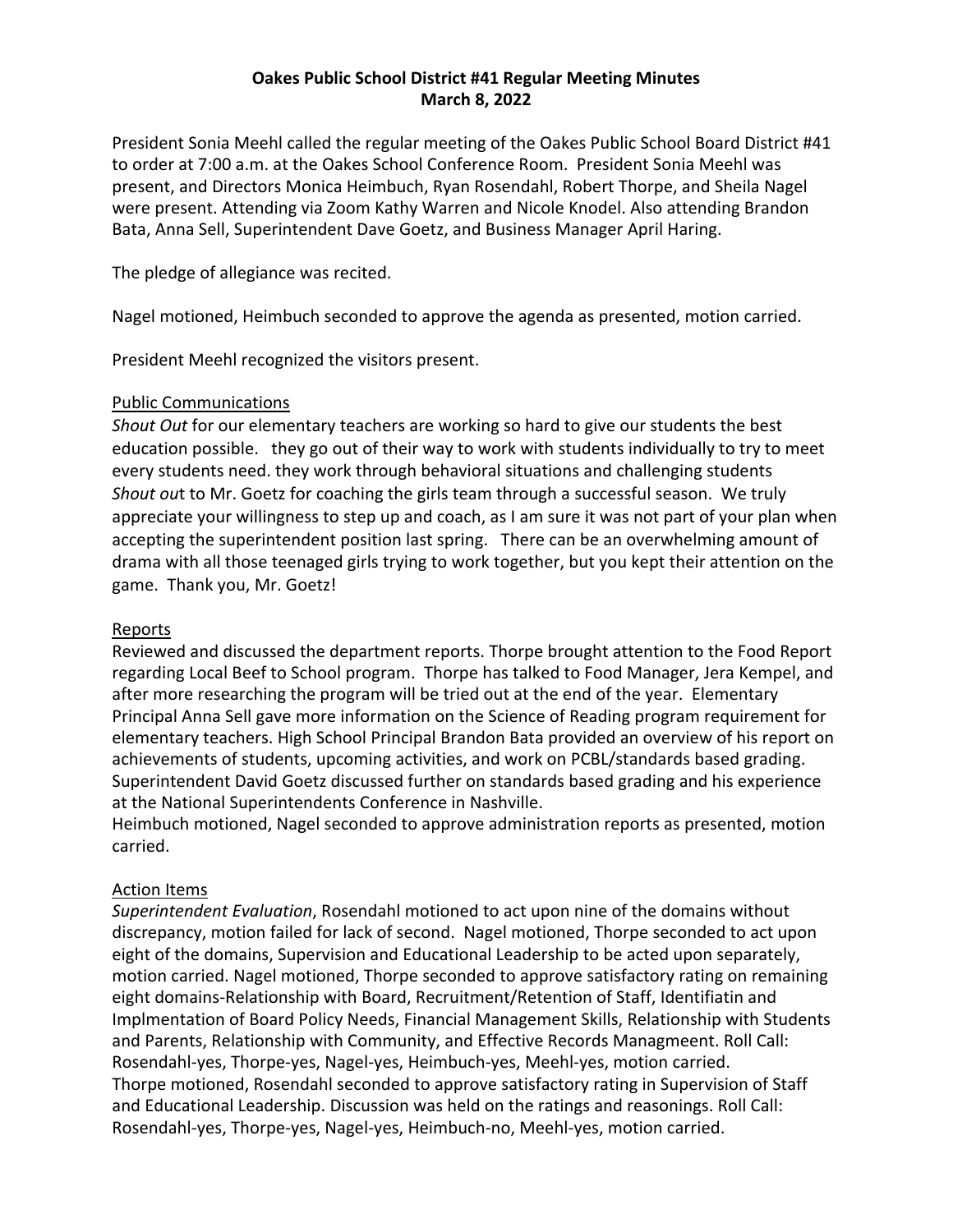**Oakes Public School District #41 Regular Meeting Minutes**
**March 8, 2022**

President Sonia Meehl called the regular meeting of the Oakes Public School Board District #41 to order at 7:00 a.m. at the Oakes School Conference Room. President Sonia Meehl was present, and Directors Monica Heimbuch, Ryan Rosendahl, Robert Thorpe, and Sheila Nagel were present. Attending via Zoom Kathy Warren and Nicole Knodel. Also attending Brandon Bata, Anna Sell, Superintendent Dave Goetz, and Business Manager April Haring.

The pledge of allegiance was recited.

Nagel motioned, Heimbuch seconded to approve the agenda as presented, motion carried.

President Meehl recognized the visitors present.

## Public Communications

*Shout Out* for our elementary teachers are working so hard to give our students the best education possible. they go out of their way to work with students individually to try to meet every students need. they work through behavioral situations and challenging students
*Shout ou*t to Mr. Goetz for coaching the girls team through a successful season. We truly appreciate your willingness to step up and coach, as I am sure it was not part of your plan when accepting the superintendent position last spring. There can be an overwhelming amount of drama with all those teenaged girls trying to work together, but you kept their attention on the game. Thank you, Mr. Goetz!

## Reports

Reviewed and discussed the department reports. Thorpe brought attention to the Food Report regarding Local Beef to School program. Thorpe has talked to Food Manager, Jera Kempel, and after more researching the program will be tried out at the end of the year. Elementary Principal Anna Sell gave more information on the Science of Reading program requirement for elementary teachers. High School Principal Brandon Bata provided an overview of his report on achievements of students, upcoming activities, and work on PCBL/standards based grading. Superintendent David Goetz discussed further on standards based grading and his experience at the National Superintendents Conference in Nashville.
Heimbuch motioned, Nagel seconded to approve administration reports as presented, motion carried.

## Action Items

*Superintendent Evaluation*, Rosendahl motioned to act upon nine of the domains without discrepancy, motion failed for lack of second. Nagel motioned, Thorpe seconded to act upon eight of the domains, Supervision and Educational Leadership to be acted upon separately, motion carried. Nagel motioned, Thorpe seconded to approve satisfactory rating on remaining eight domains-Relationship with Board, Recruitment/Retention of Staff, Identifiatin and Implmentation of Board Policy Needs, Financial Management Skills, Relationship with Students and Parents, Relationship with Community, and Effective Records Managmeent. Roll Call: Rosendahl-yes, Thorpe-yes, Nagel-yes, Heimbuch-yes, Meehl-yes, motion carried.
Thorpe motioned, Rosendahl seconded to approve satisfactory rating in Supervision of Staff and Educational Leadership. Discussion was held on the ratings and reasonings. Roll Call: Rosendahl-yes, Thorpe-yes, Nagel-yes, Heimbuch-no, Meehl-yes, motion carried.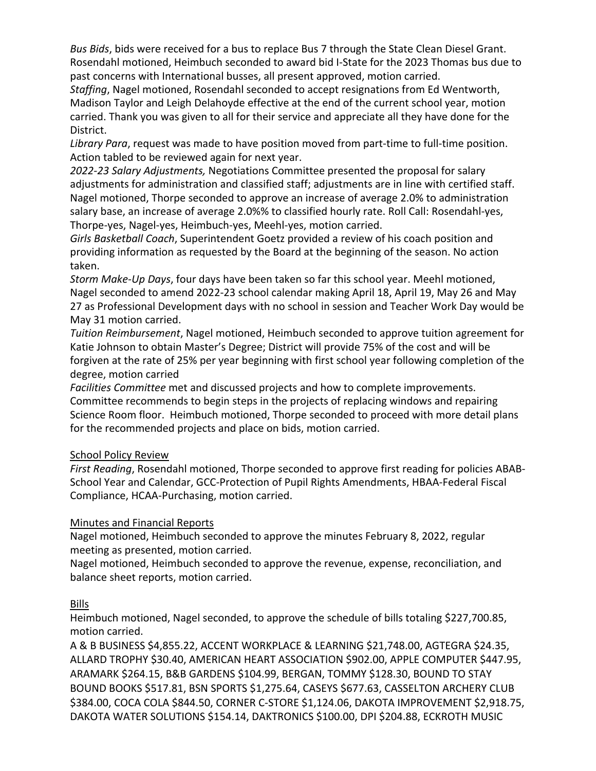*Bus Bids*, bids were received for a bus to replace Bus 7 through the State Clean Diesel Grant. Rosendahl motioned, Heimbuch seconded to award bid I-State for the 2023 Thomas bus due to past concerns with International busses, all present approved, motion carried.
*Staffing*, Nagel motioned, Rosendahl seconded to accept resignations from Ed Wentworth, Madison Taylor and Leigh Delahoyde effective at the end of the current school year, motion carried. Thank you was given to all for their service and appreciate all they have done for the District.
*Library Para*, request was made to have position moved from part-time to full-time position. Action tabled to be reviewed again for next year.
*2022-23 Salary Adjustments,* Negotiations Committee presented the proposal for salary adjustments for administration and classified staff; adjustments are in line with certified staff. Nagel motioned, Thorpe seconded to approve an increase of average 2.0% to administration salary base, an increase of average 2.0%% to classified hourly rate. Roll Call: Rosendahl-yes, Thorpe-yes, Nagel-yes, Heimbuch-yes, Meehl-yes, motion carried.
*Girls Basketball Coach*, Superintendent Goetz provided a review of his coach position and providing information as requested by the Board at the beginning of the season. No action taken.
*Storm Make-Up Days*, four days have been taken so far this school year. Meehl motioned, Nagel seconded to amend 2022-23 school calendar making April 18, April 19, May 26 and May 27 as Professional Development days with no school in session and Teacher Work Day would be May 31 motion carried.
*Tuition Reimbursement*, Nagel motioned, Heimbuch seconded to approve tuition agreement for Katie Johnson to obtain Master's Degree; District will provide 75% of the cost and will be forgiven at the rate of 25% per year beginning with first school year following completion of the degree, motion carried
*Facilities Committee* met and discussed projects and how to complete improvements. Committee recommends to begin steps in the projects of replacing windows and repairing Science Room floor. Heimbuch motioned, Thorpe seconded to proceed with more detail plans for the recommended projects and place on bids, motion carried.

School Policy Review

*First Reading*, Rosendahl motioned, Thorpe seconded to approve first reading for policies ABAB-School Year and Calendar, GCC-Protection of Pupil Rights Amendments, HBAA-Federal Fiscal Compliance, HCAA-Purchasing, motion carried.

Minutes and Financial Reports

Nagel motioned, Heimbuch seconded to approve the minutes February 8, 2022, regular meeting as presented, motion carried.
Nagel motioned, Heimbuch seconded to approve the revenue, expense, reconciliation, and balance sheet reports, motion carried.

Bills

Heimbuch motioned, Nagel seconded, to approve the schedule of bills totaling $227,700.85, motion carried.
A & B BUSINESS $4,855.22, ACCENT WORKPLACE & LEARNING $21,748.00, AGTEGRA $24.35, ALLARD TROPHY $30.40, AMERICAN HEART ASSOCIATION $902.00, APPLE COMPUTER $447.95, ARAMARK $264.15, B&B GARDENS $104.99, BERGAN, TOMMY $128.30, BOUND TO STAY BOUND BOOKS $517.81, BSN SPORTS $1,275.64, CASEYS $677.63, CASSELTON ARCHERY CLUB $384.00, COCA COLA $844.50, CORNER C-STORE $1,124.06, DAKOTA IMPROVEMENT $2,918.75, DAKOTA WATER SOLUTIONS $154.14, DAKTRONICS $100.00, DPI $204.88, ECKROTH MUSIC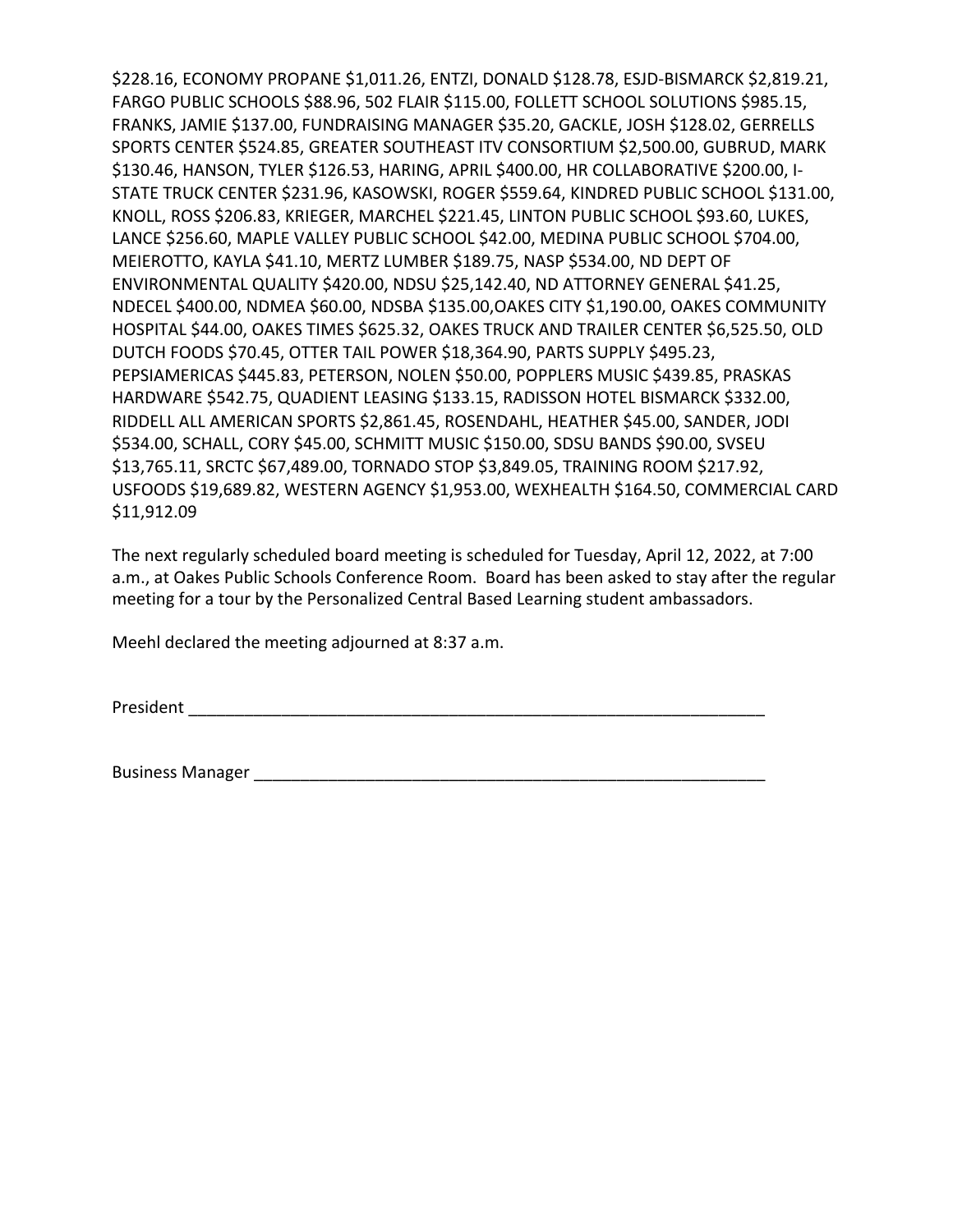$228.16, ECONOMY PROPANE $1,011.26, ENTZI, DONALD $128.78, ESJD-BISMARCK $2,819.21, FARGO PUBLIC SCHOOLS $88.96, 502 FLAIR $115.00, FOLLETT SCHOOL SOLUTIONS $985.15, FRANKS, JAMIE $137.00, FUNDRAISING MANAGER $35.20, GACKLE, JOSH $128.02, GERRELLS SPORTS CENTER $524.85, GREATER SOUTHEAST ITV CONSORTIUM $2,500.00, GUBRUD, MARK $130.46, HANSON, TYLER $126.53, HARING, APRIL $400.00, HR COLLABORATIVE $200.00, I-STATE TRUCK CENTER $231.96, KASOWSKI, ROGER $559.64, KINDRED PUBLIC SCHOOL $131.00, KNOLL, ROSS $206.83, KRIEGER, MARCHEL $221.45, LINTON PUBLIC SCHOOL $93.60, LUKES, LANCE $256.60, MAPLE VALLEY PUBLIC SCHOOL $42.00, MEDINA PUBLIC SCHOOL $704.00, MEIEROTTO, KAYLA $41.10, MERTZ LUMBER $189.75, NASP $534.00, ND DEPT OF ENVIRONMENTAL QUALITY $420.00, NDSU $25,142.40, ND ATTORNEY GENERAL $41.25, NDECEL $400.00, NDMEA $60.00, NDSBA $135.00,OAKES CITY $1,190.00, OAKES COMMUNITY HOSPITAL $44.00, OAKES TIMES $625.32, OAKES TRUCK AND TRAILER CENTER $6,525.50, OLD DUTCH FOODS $70.45, OTTER TAIL POWER $18,364.90, PARTS SUPPLY $495.23, PEPSIAMERICAS $445.83, PETERSON, NOLEN $50.00, POPPLERS MUSIC $439.85, PRASKAS HARDWARE $542.75, QUADIENT LEASING $133.15, RADISSON HOTEL BISMARCK $332.00, RIDDELL ALL AMERICAN SPORTS $2,861.45, ROSENDAHL, HEATHER $45.00, SANDER, JODI $534.00, SCHALL, CORY $45.00, SCHMITT MUSIC $150.00, SDSU BANDS $90.00, SVSEU $13,765.11, SRCTC $67,489.00, TORNADO STOP $3,849.05, TRAINING ROOM $217.92, USFOODS $19,689.82, WESTERN AGENCY $1,953.00, WEXHEALTH $164.50, COMMERCIAL CARD $11,912.09

The next regularly scheduled board meeting is scheduled for Tuesday, April 12, 2022, at 7:00 a.m., at Oakes Public Schools Conference Room. Board has been asked to stay after the regular meeting for a tour by the Personalized Central Based Learning student ambassadors.

Meehl declared the meeting adjourned at 8:37 a.m.

President _______________________________________________________________

Business Manager ________________________________________________________